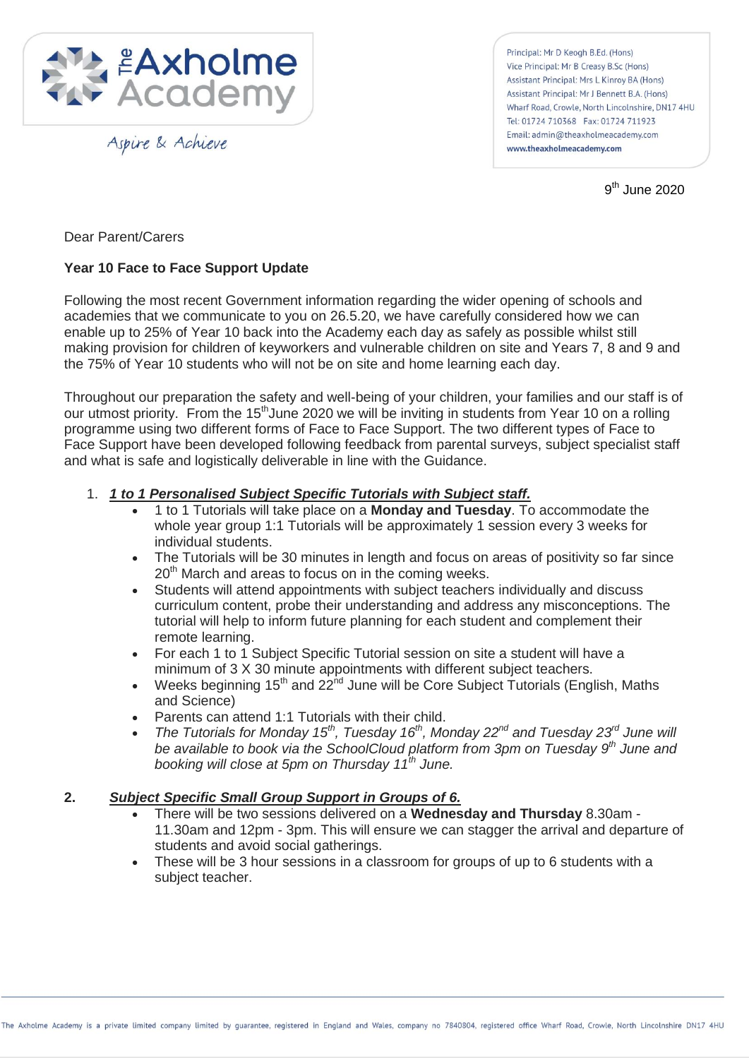The Axholme Academy

*Aspire & Achieve*

Principal: Mr D Keogh B.Ed. (Hons)
Vice Principal: Mr B Creasy B.Sc (Hons)
Assistant Principal: Mrs L Kinroy BA (Hons)
Assistant Principal: Mr J Bennett B.A. (Hons)
Wharf Road, Crowle, North Lincolnshire, DN17 4HU
Tel: 01724 710368 Fax: 01724 711923
Email: admin@theaxholmeacademy.com
**www.theaxholmeacademy.com**

9th June 2020

Dear Parent/Carers

**Year 10 Face to Face Support Update**

Following the most recent Government information regarding the wider opening of schools and academies that we communicate to you on 26.5.20, we have carefully considered how we can enable up to 25% of Year 10 back into the Academy each day as safely as possible whilst still making provision for children of keyworkers and vulnerable children on site and Years 7, 8 and 9 and the 75% of Year 10 students who will not be on site and home learning each day.

Throughout our preparation the safety and well-being of your children, your families and our staff is of our utmost priority. From the 15th June 2020 we will be inviting in students from Year 10 on a rolling programme using two different forms of Face to Face Support. The two different types of Face to Face Support have been developed following feedback from parental surveys, subject specialist staff and what is safe and logistically deliverable in line with the Guidance.

1. ***1 to 1 Personalised Subject Specific Tutorials with Subject staff.***
    - 1 to 1 Tutorials will take place on a **Monday and Tuesday**. To accommodate the whole year group 1:1 Tutorials will be approximately 1 session every 3 weeks for individual students.
    - The Tutorials will be 30 minutes in length and focus on areas of positivity so far since 20th March and areas to focus on in the coming weeks.
    - Students will attend appointments with subject teachers individually and discuss curriculum content, probe their understanding and address any misconceptions. The tutorial will help to inform future planning for each student and complement their remote learning.
    - For each 1 to 1 Subject Specific Tutorial session on site a student will have a minimum of 3 X 30 minute appointments with different subject teachers.
    - Weeks beginning 15th and 22nd June will be Core Subject Tutorials (English, Maths and Science)
    - Parents can attend 1:1 Tutorials with their child.
    - *The Tutorials for Monday 15th, Tuesday 16th, Monday 22nd and Tuesday 23rd June will be available to book via the SchoolCloud platform from 3pm on Tuesday 9th June and booking will close at 5pm on Thursday 11th June.*

2. ***Subject Specific Small Group Support in Groups of 6.***
    - There will be two sessions delivered on a **Wednesday and Thursday** 8.30am - 11.30am and 12pm - 3pm. This will ensure we can stagger the arrival and departure of students and avoid social gatherings.
    - These will be 3 hour sessions in a classroom for groups of up to 6 students with a subject teacher.

The Axholme Academy is a private limited company limited by guarantee, registered in England and Wales, company no 7840804, registered office Wharf Road, Crowle, North Lincolnshire DN17 4HU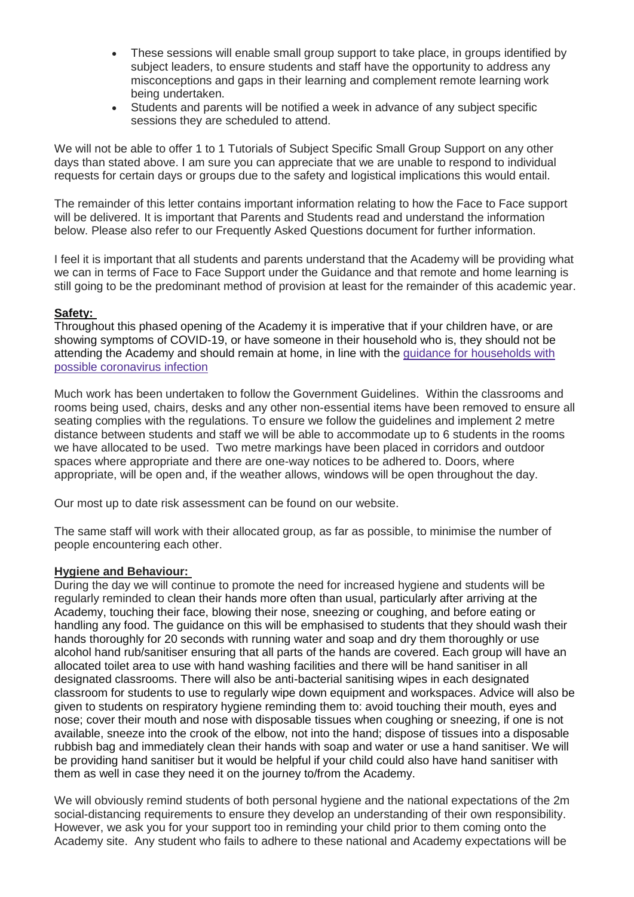- These sessions will enable small group support to take place, in groups identified by subject leaders, to ensure students and staff have the opportunity to address any misconceptions and gaps in their learning and complement remote learning work being undertaken.
- Students and parents will be notified a week in advance of any subject specific sessions they are scheduled to attend.

We will not be able to offer 1 to 1 Tutorials of Subject Specific Small Group Support on any other days than stated above. I am sure you can appreciate that we are unable to respond to individual requests for certain days or groups due to the safety and logistical implications this would entail.

The remainder of this letter contains important information relating to how the Face to Face support will be delivered. It is important that Parents and Students read and understand the information below. Please also refer to our Frequently Asked Questions document for further information.

I feel it is important that all students and parents understand that the Academy will be providing what we can in terms of Face to Face Support under the Guidance and that remote and home learning is still going to be the predominant method of provision at least for the remainder of this academic year.

**Safety:**

Throughout this phased opening of the Academy it is imperative that if your children have, or are showing symptoms of COVID-19, or have someone in their household who is, they should not be attending the Academy and should remain at home, in line with the [guidance for households with possible coronavirus infection]

Much work has been undertaken to follow the Government Guidelines. Within the classrooms and rooms being used, chairs, desks and any other non-essential items have been removed to ensure all seating complies with the regulations. To ensure we follow the guidelines and implement 2 metre distance between students and staff we will be able to accommodate up to 6 students in the rooms we have allocated to be used. Two metre markings have been placed in corridors and outdoor spaces where appropriate and there are one-way notices to be adhered to. Doors, where appropriate, will be open and, if the weather allows, windows will be open throughout the day.

Our most up to date risk assessment can be found on our website.

The same staff will work with their allocated group, as far as possible, to minimise the number of people encountering each other.

**Hygiene and Behaviour:**

During the day we will continue to promote the need for increased hygiene and students will be regularly reminded to clean their hands more often than usual, particularly after arriving at the Academy, touching their face, blowing their nose, sneezing or coughing, and before eating or handling any food. The guidance on this will be emphasised to students that they should wash their hands thoroughly for 20 seconds with running water and soap and dry them thoroughly or use alcohol hand rub/sanitiser ensuring that all parts of the hands are covered. Each group will have an allocated toilet area to use with hand washing facilities and there will be hand sanitiser in all designated classrooms. There will also be anti-bacterial sanitising wipes in each designated classroom for students to use to regularly wipe down equipment and workspaces. Advice will also be given to students on respiratory hygiene reminding them to: avoid touching their mouth, eyes and nose; cover their mouth and nose with disposable tissues when coughing or sneezing, if one is not available, sneeze into the crook of the elbow, not into the hand; dispose of tissues into a disposable rubbish bag and immediately clean their hands with soap and water or use a hand sanitiser. We will be providing hand sanitiser but it would be helpful if your child could also have hand sanitiser with them as well in case they need it on the journey to/from the Academy.

We will obviously remind students of both personal hygiene and the national expectations of the 2m social-distancing requirements to ensure they develop an understanding of their own responsibility. However, we ask you for your support too in reminding your child prior to them coming onto the Academy site. Any student who fails to adhere to these national and Academy expectations will be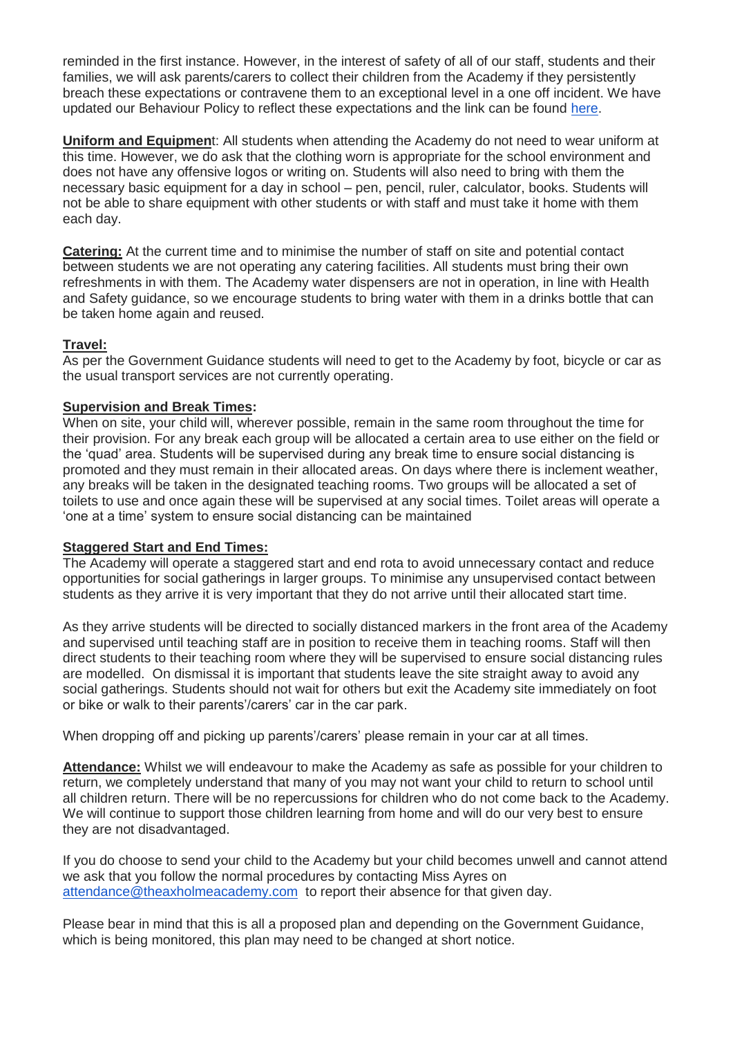reminded in the first instance. However, in the interest of safety of all of our staff, students and their families, we will ask parents/carers to collect their children from the Academy if they persistently breach these expectations or contravene them to an exceptional level in a one off incident. We have updated our Behaviour Policy to reflect these expectations and the link can be found here.

**Uniform and Equipment**: All students when attending the Academy do not need to wear uniform at this time. However, we do ask that the clothing worn is appropriate for the school environment and does not have any offensive logos or writing on. Students will also need to bring with them the necessary basic equipment for a day in school – pen, pencil, ruler, calculator, books. Students will not be able to share equipment with other students or with staff and must take it home with them each day.

**Catering:** At the current time and to minimise the number of staff on site and potential contact between students we are not operating any catering facilities. All students must bring their own refreshments in with them. The Academy water dispensers are not in operation, in line with Health and Safety guidance, so we encourage students to bring water with them in a drinks bottle that can be taken home again and reused.

**Travel:**
As per the Government Guidance students will need to get to the Academy by foot, bicycle or car as the usual transport services are not currently operating.

**Supervision and Break Times:**
When on site, your child will, wherever possible, remain in the same room throughout the time for their provision. For any break each group will be allocated a certain area to use either on the field or the 'quad' area. Students will be supervised during any break time to ensure social distancing is promoted and they must remain in their allocated areas. On days where there is inclement weather, any breaks will be taken in the designated teaching rooms. Two groups will be allocated a set of toilets to use and once again these will be supervised at any social times. Toilet areas will operate a 'one at a time' system to ensure social distancing can be maintained

**Staggered Start and End Times:**
The Academy will operate a staggered start and end rota to avoid unnecessary contact and reduce opportunities for social gatherings in larger groups. To minimise any unsupervised contact between students as they arrive it is very important that they do not arrive until their allocated start time.

As they arrive students will be directed to socially distanced markers in the front area of the Academy and supervised until teaching staff are in position to receive them in teaching rooms. Staff will then direct students to their teaching room where they will be supervised to ensure social distancing rules are modelled. On dismissal it is important that students leave the site straight away to avoid any social gatherings. Students should not wait for others but exit the Academy site immediately on foot or bike or walk to their parents'/carers' car in the car park.

When dropping off and picking up parents'/carers' please remain in your car at all times.

**Attendance:** Whilst we will endeavour to make the Academy as safe as possible for your children to return, we completely understand that many of you may not want your child to return to school until all children return. There will be no repercussions for children who do not come back to the Academy. We will continue to support those children learning from home and will do our very best to ensure they are not disadvantaged.

If you do choose to send your child to the Academy but your child becomes unwell and cannot attend we ask that you follow the normal procedures by contacting Miss Ayres on attendance@theaxholmeacademy.com to report their absence for that given day.

Please bear in mind that this is all a proposed plan and depending on the Government Guidance, which is being monitored, this plan may need to be changed at short notice.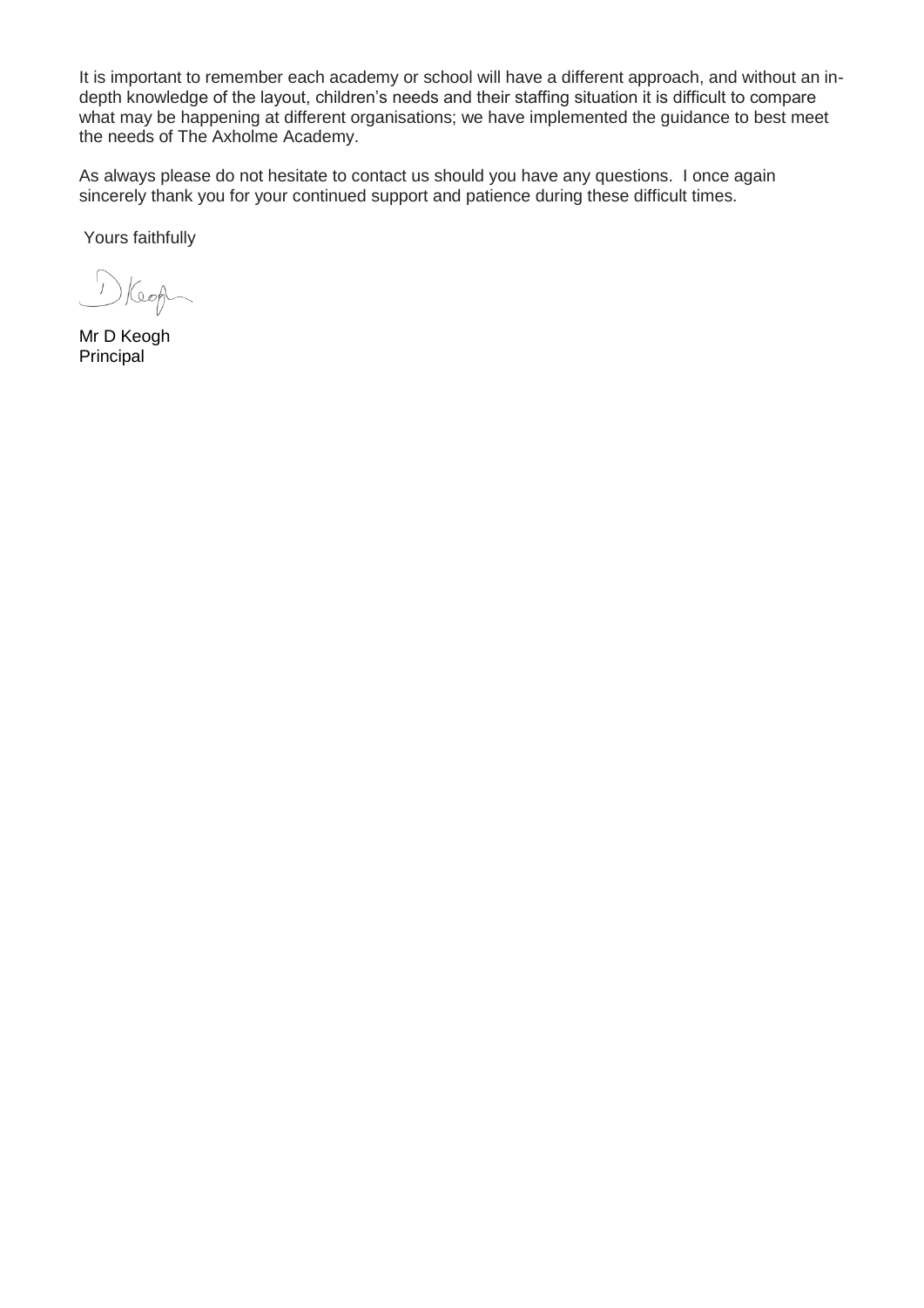It is important to remember each academy or school will have a different approach, and without an in-depth knowledge of the layout, children's needs and their staffing situation it is difficult to compare what may be happening at different organisations; we have implemented the guidance to best meet the needs of The Axholme Academy.

As always please do not hesitate to contact us should you have any questions. I once again sincerely thank you for your continued support and patience during these difficult times.

Yours faithfully

Mr D Keogh
Principal